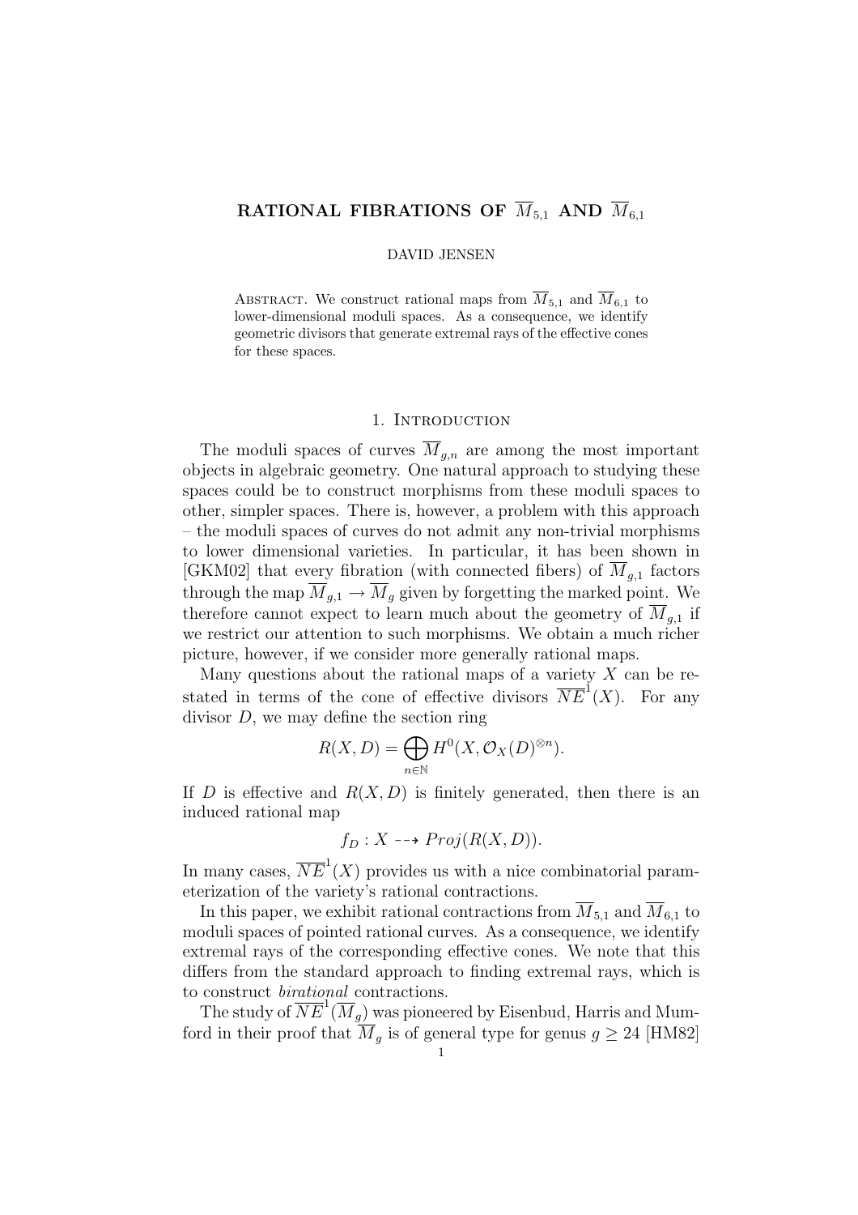# RATIONAL FIBRATIONS OF $\overline{M}_{5,1}$ AND $\overline{M}_{6,1}$

DAVID JENSEN

Abstract. We construct rational maps from $\overline{M}_{5,1}$ and $\overline{M}_{6,1}$ to lower-dimensional moduli spaces. As a consequence, we identify geometric divisors that generate extremal rays of the effective cones for these spaces.

## 1. Introduction

The moduli spaces of curves $\overline{M}_{g,n}$ are among the most important objects in algebraic geometry. One natural approach to studying these spaces could be to construct morphisms from these moduli spaces to other, simpler spaces. There is, however, a problem with this approach – the moduli spaces of curves do not admit any non-trivial morphisms to lower dimensional varieties. In particular, it has been shown in [GKM02] that every fibration (with connected fibers) of $\overline{M}_{g,1}$ factors through the map $\overline{M}_{g,1} \to \overline{M}_g$ given by forgetting the marked point. We therefore cannot expect to learn much about the geometry of $\overline{M}_{g,1}$ if we restrict our attention to such morphisms. We obtain a much richer picture, however, if we consider more generally rational maps.

Many questions about the rational maps of a variety $X$ can be restated in terms of the cone of effective divisors $\overline{NE}^1(X)$. For any divisor $D$, we may define the section ring

$$R(X,D) = \bigoplus_{n \in \mathbb{N}} H^0(X, \mathcal{O}_X(D)^{\otimes n}).$$

If $D$ is effective and $R(X,D)$ is finitely generated, then there is an induced rational map

$$f_D : X \dashrightarrow Proj(R(X,D)).$$

In many cases, $\overline{NE}^1(X)$ provides us with a nice combinatorial parameterization of the variety's rational contractions.

In this paper, we exhibit rational contractions from $\overline{M}_{5,1}$ and $\overline{M}_{6,1}$ to moduli spaces of pointed rational curves. As a consequence, we identify extremal rays of the corresponding effective cones. We note that this differs from the standard approach to finding extremal rays, which is to construct *birational* contractions.

The study of $\overline{NE}^1(\overline{M}_g)$ was pioneered by Eisenbud, Harris and Mumford in their proof that $\overline{M}_g$ is of general type for genus $g \geq 24$ [HM82]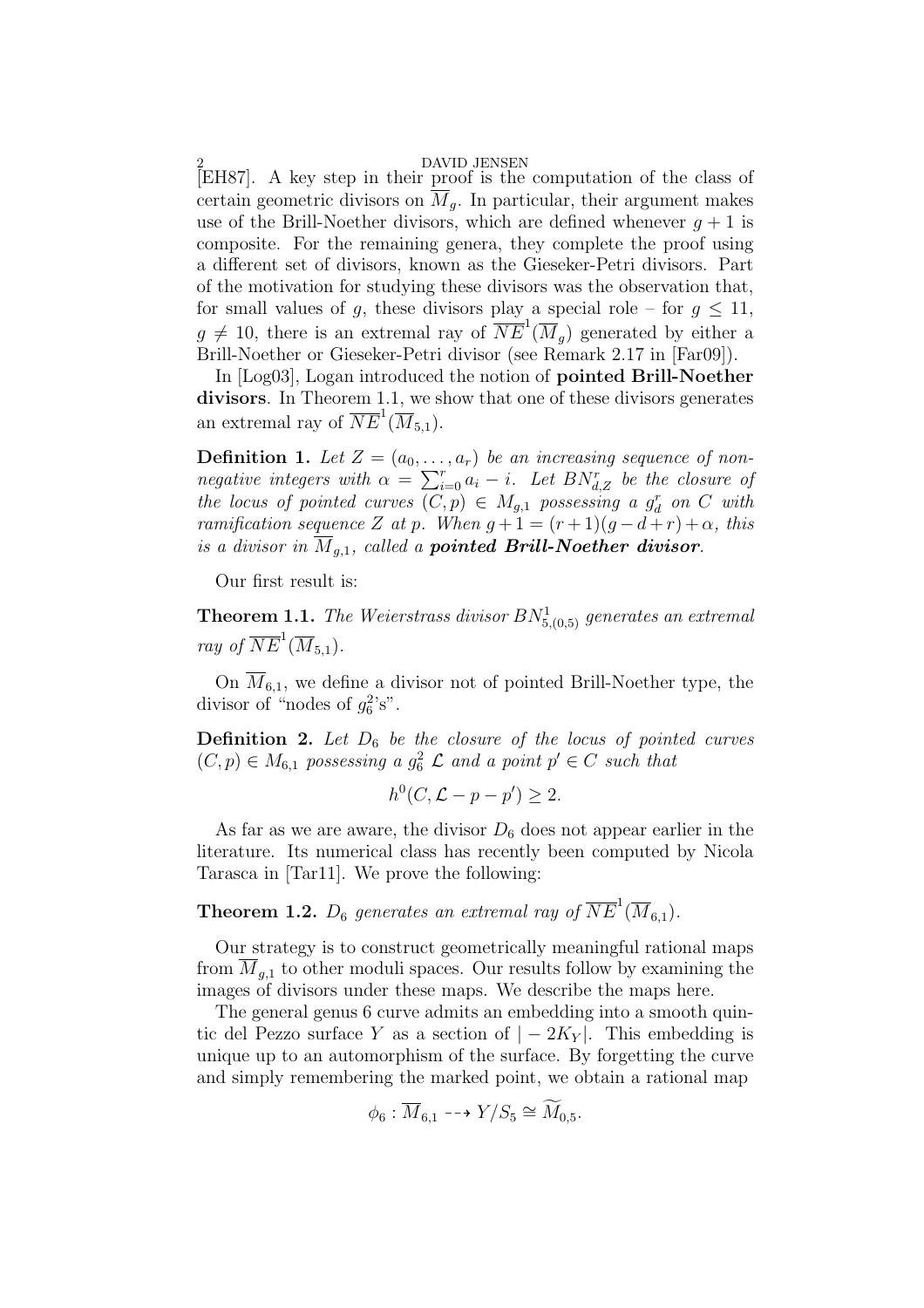[EH87]. A key step in their proof is the computation of the class of certain geometric divisors on $\overline{M}_g$. In particular, their argument makes use of the Brill-Noether divisors, which are defined whenever $g+1$ is composite. For the remaining genera, they complete the proof using a different set of divisors, known as the Gieseker-Petri divisors. Part of the motivation for studying these divisors was the observation that, for small values of $g$, these divisors play a special role – for $g \leq 11$, $g \neq 10$, there is an extremal ray of $\overline{NE}^1(\overline{M}_g)$ generated by either a Brill-Noether or Gieseker-Petri divisor (see Remark 2.17 in [Far09]).

In [Log03], Logan introduced the notion of **pointed Brill-Noether divisors**. In Theorem 1.1, we show that one of these divisors generates an extremal ray of $\overline{NE}^1(\overline{M}_{5,1})$.

**Definition 1.** *Let $Z = (a_0, \ldots, a_r)$ be an increasing sequence of non-negative integers with $\alpha = \sum_{i=0}^{r} a_i - i$. Let $BN^r_{d,Z}$ be the closure of the locus of pointed curves $(C, p) \in M_{g,1}$ possessing a $g^r_d$ on $C$ with ramification sequence $Z$ at $p$. When $g+1 = (r+1)(g-d+r)+\alpha$, this is a divisor in $\overline{M}_{g,1}$, called a* ***pointed Brill-Noether divisor****.*

Our first result is:

**Theorem 1.1.** *The Weierstrass divisor $BN^1_{5,(0,5)}$ generates an extremal ray of $\overline{NE}^1(\overline{M}_{5,1})$.*

On $\overline{M}_{6,1}$, we define a divisor not of pointed Brill-Noether type, the divisor of "nodes of $g^2_6$'s".

**Definition 2.** *Let $D_6$ be the closure of the locus of pointed curves $(C, p) \in M_{6,1}$ possessing a $g^2_6$ $\mathcal{L}$ and a point $p' \in C$ such that*

$$h^0(C, \mathcal{L} - p - p') \geq 2.$$

As far as we are aware, the divisor $D_6$ does not appear earlier in the literature. Its numerical class has recently been computed by Nicola Tarasca in [Tar11]. We prove the following:

**Theorem 1.2.** *$D_6$ generates an extremal ray of $\overline{NE}^1(\overline{M}_{6,1})$.*

Our strategy is to construct geometrically meaningful rational maps from $\overline{M}_{g,1}$ to other moduli spaces. Our results follow by examining the images of divisors under these maps. We describe the maps here.

The general genus 6 curve admits an embedding into a smooth quintic del Pezzo surface $Y$ as a section of $|-2K_Y|$. This embedding is unique up to an automorphism of the surface. By forgetting the curve and simply remembering the marked point, we obtain a rational map

$$\phi_6 : \overline{M}_{6,1} \dashrightarrow Y/S_5 \cong \widetilde{M}_{0,5}.$$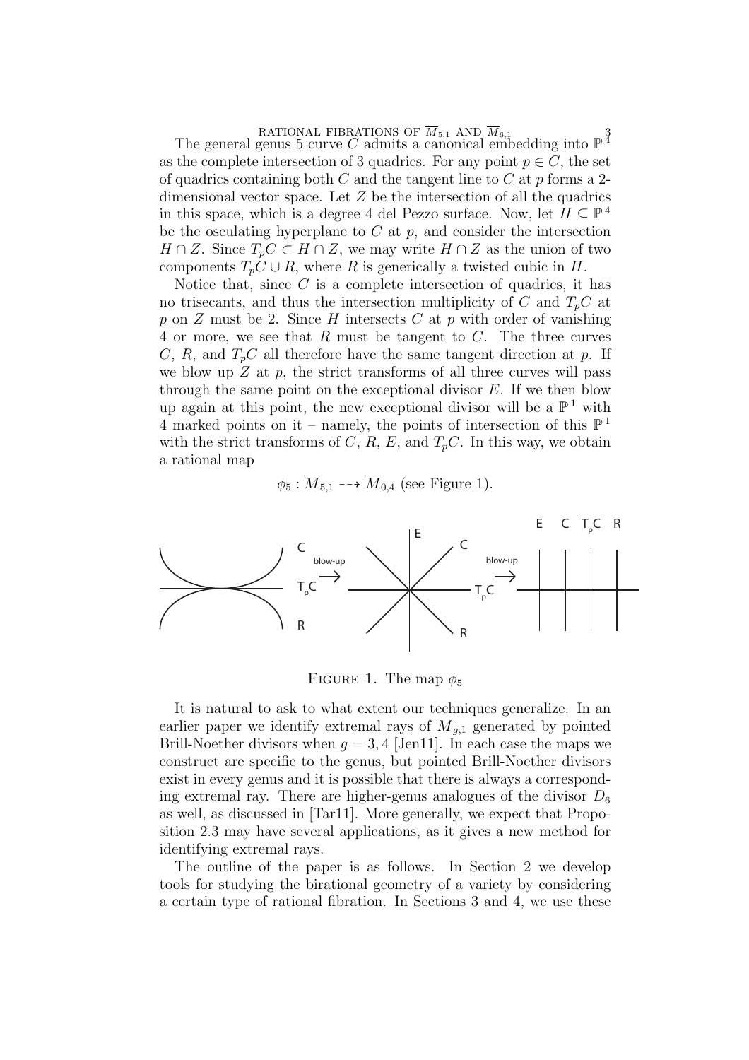The general genus 5 curve $C$ admits a canonical embedding into $\mathbb{P}^4$ as the complete intersection of 3 quadrics. For any point $p \in C$, the set of quadrics containing both $C$ and the tangent line to $C$ at $p$ forms a 2-dimensional vector space. Let $Z$ be the intersection of all the quadrics in this space, which is a degree 4 del Pezzo surface. Now, let $H \subseteq \mathbb{P}^4$ be the osculating hyperplane to $C$ at $p$, and consider the intersection $H \cap Z$. Since $T_pC \subset H \cap Z$, we may write $H \cap Z$ as the union of two components $T_pC \cup R$, where $R$ is generically a twisted cubic in $H$.

Notice that, since $C$ is a complete intersection of quadrics, it has no trisecants, and thus the intersection multiplicity of $C$ and $T_pC$ at $p$ on $Z$ must be 2. Since $H$ intersects $C$ at $p$ with order of vanishing 4 or more, we see that $R$ must be tangent to $C$. The three curves $C$, $R$, and $T_pC$ all therefore have the same tangent direction at $p$. If we blow up $Z$ at $p$, the strict transforms of all three curves will pass through the same point on the exceptional divisor $E$. If we then blow up again at this point, the new exceptional divisor will be a $\mathbb{P}^1$ with 4 marked points on it – namely, the points of intersection of this $\mathbb{P}^1$ with the strict transforms of $C$, $R$, $E$, and $T_pC$. In this way, we obtain a rational map

$$\phi_5 : \overline{M}_{5,1} \dashrightarrow \overline{M}_{0,4} \text{ (see Figure 1).}$$

FIGURE 1. The map $\phi_5$

It is natural to ask to what extent our techniques generalize. In an earlier paper we identify extremal rays of $\overline{M}_{g,1}$ generated by pointed Brill-Noether divisors when $g = 3, 4$ [Jen11]. In each case the maps we construct are specific to the genus, but pointed Brill-Noether divisors exist in every genus and it is possible that there is always a corresponding extremal ray. There are higher-genus analogues of the divisor $D_6$ as well, as discussed in [Tar11]. More generally, we expect that Proposition 2.3 may have several applications, as it gives a new method for identifying extremal rays.

The outline of the paper is as follows. In Section 2 we develop tools for studying the birational geometry of a variety by considering a certain type of rational fibration. In Sections 3 and 4, we use these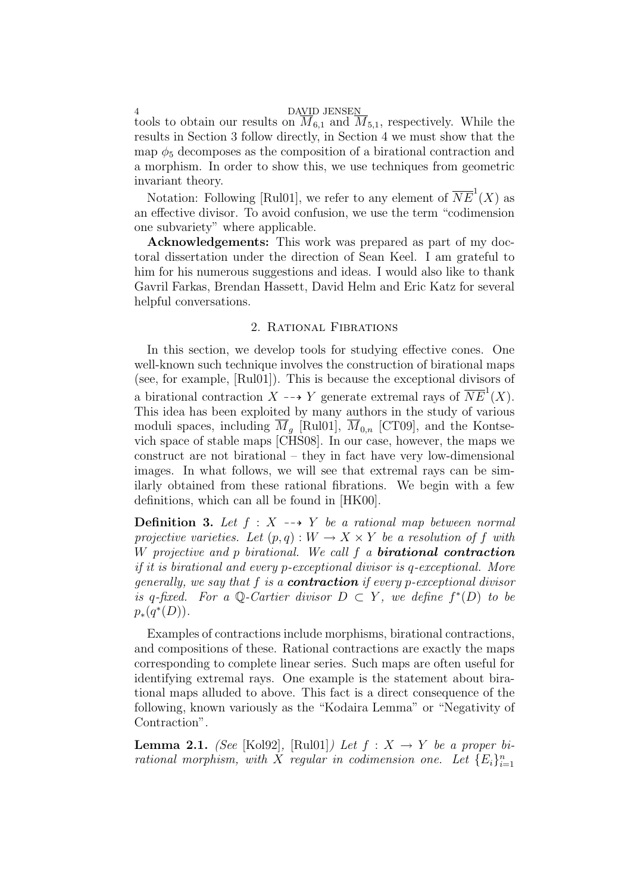tools to obtain our results on $\overline{M}_{6,1}$ and $\overline{M}_{5,1}$, respectively. While the results in Section 3 follow directly, in Section 4 we must show that the map $\phi_5$ decomposes as the composition of a birational contraction and a morphism. In order to show this, we use techniques from geometric invariant theory.

Notation: Following [Rul01], we refer to any element of $\overline{NE}^1(X)$ as an effective divisor. To avoid confusion, we use the term "codimension one subvariety" where applicable.

**Acknowledgements:** This work was prepared as part of my doctoral dissertation under the direction of Sean Keel. I am grateful to him for his numerous suggestions and ideas. I would also like to thank Gavril Farkas, Brendan Hassett, David Helm and Eric Katz for several helpful conversations.

## 2. Rational Fibrations

In this section, we develop tools for studying effective cones. One well-known such technique involves the construction of birational maps (see, for example, [Rul01]). This is because the exceptional divisors of a birational contraction $X \dashrightarrow Y$ generate extremal rays of $\overline{NE}^1(X)$. This idea has been exploited by many authors in the study of various moduli spaces, including $\overline{M}_g$ [Rul01], $\overline{M}_{0,n}$ [CT09], and the Kontsevich space of stable maps [CHS08]. In our case, however, the maps we construct are not birational – they in fact have very low-dimensional images. In what follows, we will see that extremal rays can be similarly obtained from these rational fibrations. We begin with a few definitions, which can all be found in [HK00].

**Definition 3.** *Let $f : X \dashrightarrow Y$ be a rational map between normal projective varieties. Let $(p, q) : W \to X \times Y$ be a resolution of $f$ with $W$ projective and $p$ birational. We call $f$ a **birational contraction** if it is birational and every $p$-exceptional divisor is $q$-exceptional. More generally, we say that $f$ is a **contraction** if every $p$-exceptional divisor is $q$-fixed. For a $\mathbb{Q}$-Cartier divisor $D \subset Y$, we define $f^*(D)$ to be $p_*(q^*(D))$.*

Examples of contractions include morphisms, birational contractions, and compositions of these. Rational contractions are exactly the maps corresponding to complete linear series. Such maps are often useful for identifying extremal rays. One example is the statement about birational maps alluded to above. This fact is a direct consequence of the following, known variously as the "Kodaira Lemma" or "Negativity of Contraction".

**Lemma 2.1.** *(See [Kol92], [Rul01]) Let $f : X \to Y$ be a proper birational morphism, with $X$ regular in codimension one. Let $\{E_i\}_{i=1}^n$*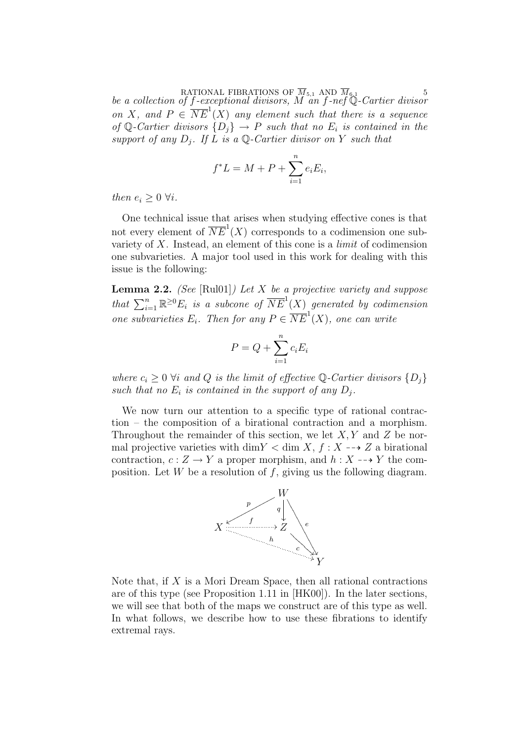*be a collection of $f$-exceptional divisors, $M$ an $f$-nef $\mathbb{Q}$-Cartier divisor on $X$, and $P \in \overline{NE}^1(X)$ any element such that there is a sequence of $\mathbb{Q}$-Cartier divisors $\{D_j\} \to P$ such that no $E_i$ is contained in the support of any $D_j$. If $L$ is a $\mathbb{Q}$-Cartier divisor on $Y$ such that*

$$f^*L = M + P + \sum_{i=1}^{n} e_i E_i,$$

*then $e_i \geq 0 \ \forall i$.*

One technical issue that arises when studying effective cones is that not every element of $\overline{NE}^1(X)$ corresponds to a codimension one subvariety of $X$. Instead, an element of this cone is a *limit* of codimension one subvarieties. A major tool used in this work for dealing with this issue is the following:

**Lemma 2.2.** *(See* [Rul01]*) Let $X$ be a projective variety and suppose that $\sum_{i=1}^{n} \mathbb{R}^{\geq 0} E_i$ is a subcone of $\overline{NE}^1(X)$ generated by codimension one subvarieties $E_i$. Then for any $P \in \overline{NE}^1(X)$, one can write*

$$P = Q + \sum_{i=1}^{n} c_i E_i$$

*where $c_i \geq 0 \ \forall i$ and $Q$ is the limit of effective $\mathbb{Q}$-Cartier divisors $\{D_j\}$ such that no $E_i$ is contained in the support of any $D_j$.*

We now turn our attention to a specific type of rational contraction – the composition of a birational contraction and a morphism. Throughout the remainder of this section, we let $X, Y$ and $Z$ be normal projective varieties with $\dim Y < \dim X$, $f : X \dashrightarrow Z$ a birational contraction, $c : Z \to Y$ a proper morphism, and $h : X \dashrightarrow Y$ the composition. Let $W$ be a resolution of $f$, giving us the following diagram.

$$\begin{array}{ccccc} & & W & & \\ & \swarrow^{p} & \downarrow^{q} & \searrow^{e} & \\ X & \overset{f}{\dashrightarrow} & Z & & \\ & \searrow_{h} & & \searrow^{c} & \\ & & & & Y \end{array}$$

Note that, if $X$ is a Mori Dream Space, then all rational contractions are of this type (see Proposition 1.11 in [HK00]). In the later sections, we will see that both of the maps we construct are of this type as well. In what follows, we describe how to use these fibrations to identify extremal rays.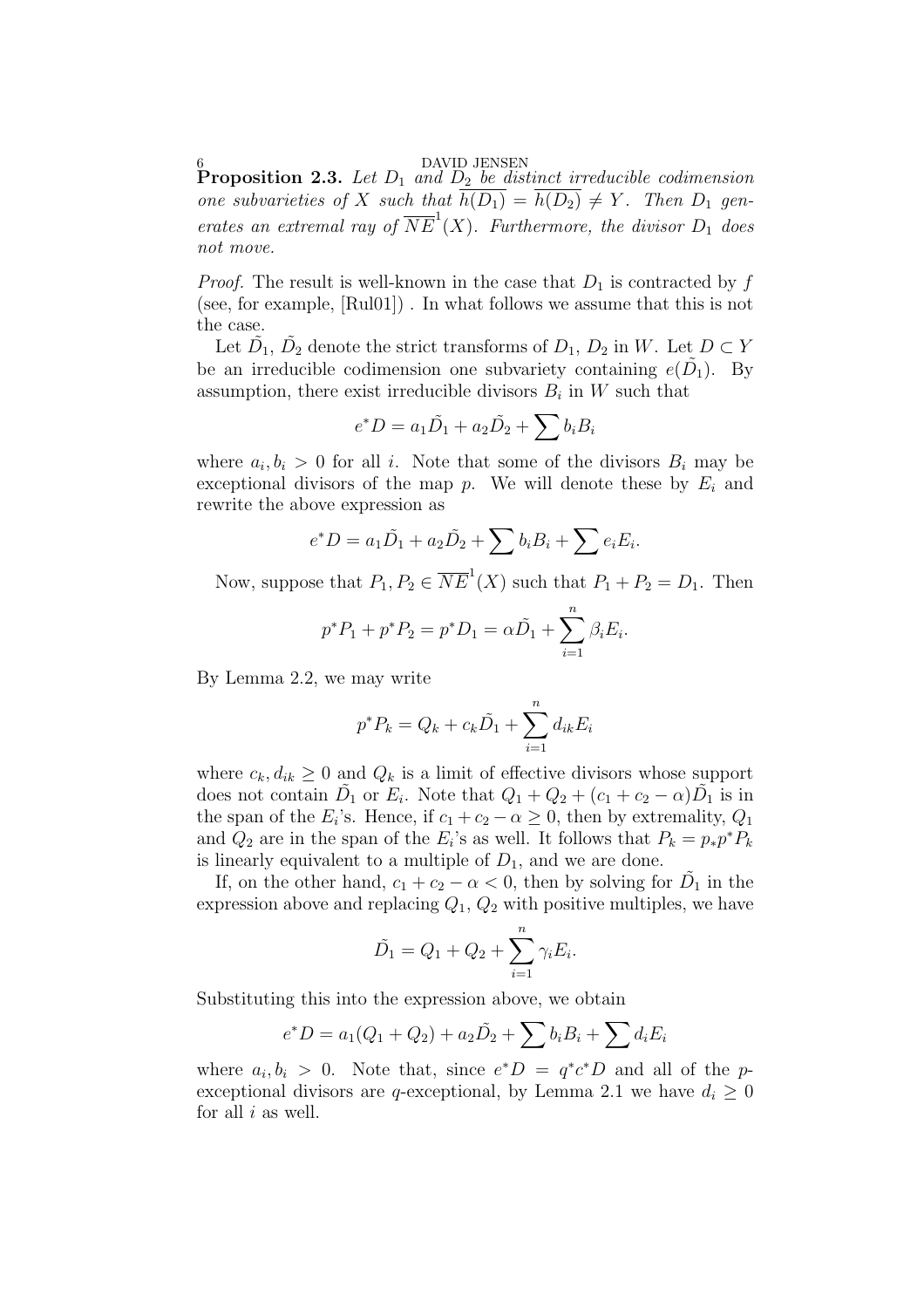**Proposition 2.3.** *Let $D_1$ and $D_2$ be distinct irreducible codimension one subvarieties of $X$ such that $\overline{h(D_1)} = \overline{h(D_2)} \neq Y$. Then $D_1$ generates an extremal ray of $\overline{NE}^1(X)$. Furthermore, the divisor $D_1$ does not move.*

*Proof.* The result is well-known in the case that $D_1$ is contracted by $f$ (see, for example, [Rul01]) . In what follows we assume that this is not the case.

Let $\tilde{D_1}$, $\tilde{D_2}$ denote the strict transforms of $D_1$, $D_2$ in $W$. Let $D \subset Y$ be an irreducible codimension one subvariety containing $e(\tilde{D_1})$. By assumption, there exist irreducible divisors $B_i$ in $W$ such that

$$e^*D = a_1\tilde{D_1} + a_2\tilde{D_2} + \sum b_i B_i$$

where $a_i, b_i > 0$ for all $i$. Note that some of the divisors $B_i$ may be exceptional divisors of the map $p$. We will denote these by $E_i$ and rewrite the above expression as

$$e^*D = a_1\tilde{D_1} + a_2\tilde{D_2} + \sum b_i B_i + \sum e_i E_i.$$

Now, suppose that $P_1, P_2 \in \overline{NE}^1(X)$ such that $P_1 + P_2 = D_1$. Then

$$p^*P_1 + p^*P_2 = p^*D_1 = \alpha\tilde{D_1} + \sum_{i=1}^{n} \beta_i E_i.$$

By Lemma 2.2, we may write

$$p^*P_k = Q_k + c_k\tilde{D_1} + \sum_{i=1}^{n} d_{ik}E_i$$

where $c_k, d_{ik} \geq 0$ and $Q_k$ is a limit of effective divisors whose support does not contain $\tilde{D_1}$ or $E_i$. Note that $Q_1 + Q_2 + (c_1 + c_2 - \alpha)\tilde{D_1}$ is in the span of the $E_i$'s. Hence, if $c_1 + c_2 - \alpha \geq 0$, then by extremality, $Q_1$ and $Q_2$ are in the span of the $E_i$'s as well. It follows that $P_k = p_*p^*P_k$ is linearly equivalent to a multiple of $D_1$, and we are done.

If, on the other hand, $c_1 + c_2 - \alpha < 0$, then by solving for $\tilde{D_1}$ in the expression above and replacing $Q_1$, $Q_2$ with positive multiples, we have

$$\tilde{D_1} = Q_1 + Q_2 + \sum_{i=1}^{n} \gamma_i E_i.$$

Substituting this into the expression above, we obtain

$$e^*D = a_1(Q_1 + Q_2) + a_2\tilde{D_2} + \sum b_i B_i + \sum d_i E_i$$

where $a_i, b_i > 0$. Note that, since $e^*D = q^*c^*D$ and all of the $p$-exceptional divisors are $q$-exceptional, by Lemma 2.1 we have $d_i \geq 0$ for all $i$ as well.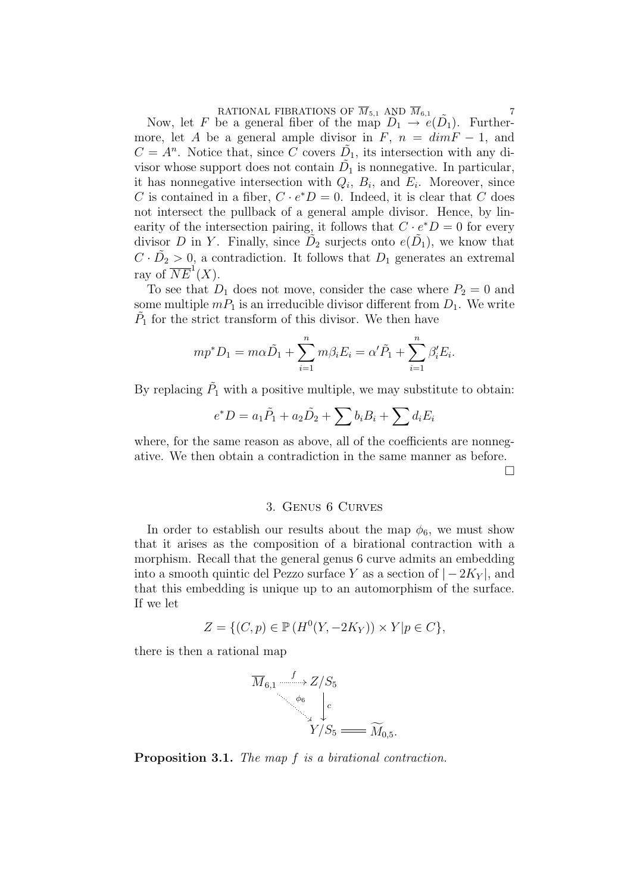Now, let $F$ be a general fiber of the map $\tilde{D}_1 \to e(\tilde{D}_1)$. Furthermore, let $A$ be a general ample divisor in $F$, $n = dim F - 1$, and $C = A^n$. Notice that, since $C$ covers $\tilde{D}_1$, its intersection with any divisor whose support does not contain $\tilde{D}_1$ is nonnegative. In particular, it has nonnegative intersection with $Q_i$, $B_i$, and $E_i$. Moreover, since $C$ is contained in a fiber, $C \cdot e^*D = 0$. Indeed, it is clear that $C$ does not intersect the pullback of a general ample divisor. Hence, by linearity of the intersection pairing, it follows that $C \cdot e^*D = 0$ for every divisor $D$ in $Y$. Finally, since $\tilde{D}_2$ surjects onto $e(\tilde{D}_1)$, we know that $C \cdot \tilde{D}_2 > 0$, a contradiction. It follows that $D_1$ generates an extremal ray of $\overline{NE}^1(X)$.

To see that $D_1$ does not move, consider the case where $P_2 = 0$ and some multiple $mP_1$ is an irreducible divisor different from $D_1$. We write $\tilde{P}_1$ for the strict transform of this divisor. We then have

$$mp^*D_1 = m\alpha\tilde{D}_1 + \sum_{i=1}^{n} m\beta_i E_i = \alpha'\tilde{P}_1 + \sum_{i=1}^{n} \beta_i' E_i.$$

By replacing $\tilde{P}_1$ with a positive multiple, we may substitute to obtain:

$$e^*D = a_1\tilde{P}_1 + a_2\tilde{D}_2 + \sum b_i B_i + \sum d_i E_i$$

where, for the same reason as above, all of the coefficients are nonnegative. We then obtain a contradiction in the same manner as before. □

## 3. Genus 6 Curves

In order to establish our results about the map $\phi_6$, we must show that it arises as the composition of a birational contraction with a morphism. Recall that the general genus 6 curve admits an embedding into a smooth quintic del Pezzo surface $Y$ as a section of $|-2K_Y|$, and that this embedding is unique up to an automorphism of the surface. If we let

$$Z = \{(C,p) \in \mathbb{P}\left(H^0(Y, -2K_Y)\right) \times Y | p \in C\},$$

there is then a rational map

$$\begin{array}{ccc} \overline{M}_{6,1} & \overset{f}{\dashrightarrow} & Z/S_5 \\ & \overset{\phi_6}{\searrow} & \downarrow c \\ & & Y/S_5 = \widetilde{M}_{0,5}. \end{array}$$

**Proposition 3.1.** *The map $f$ is a birational contraction.*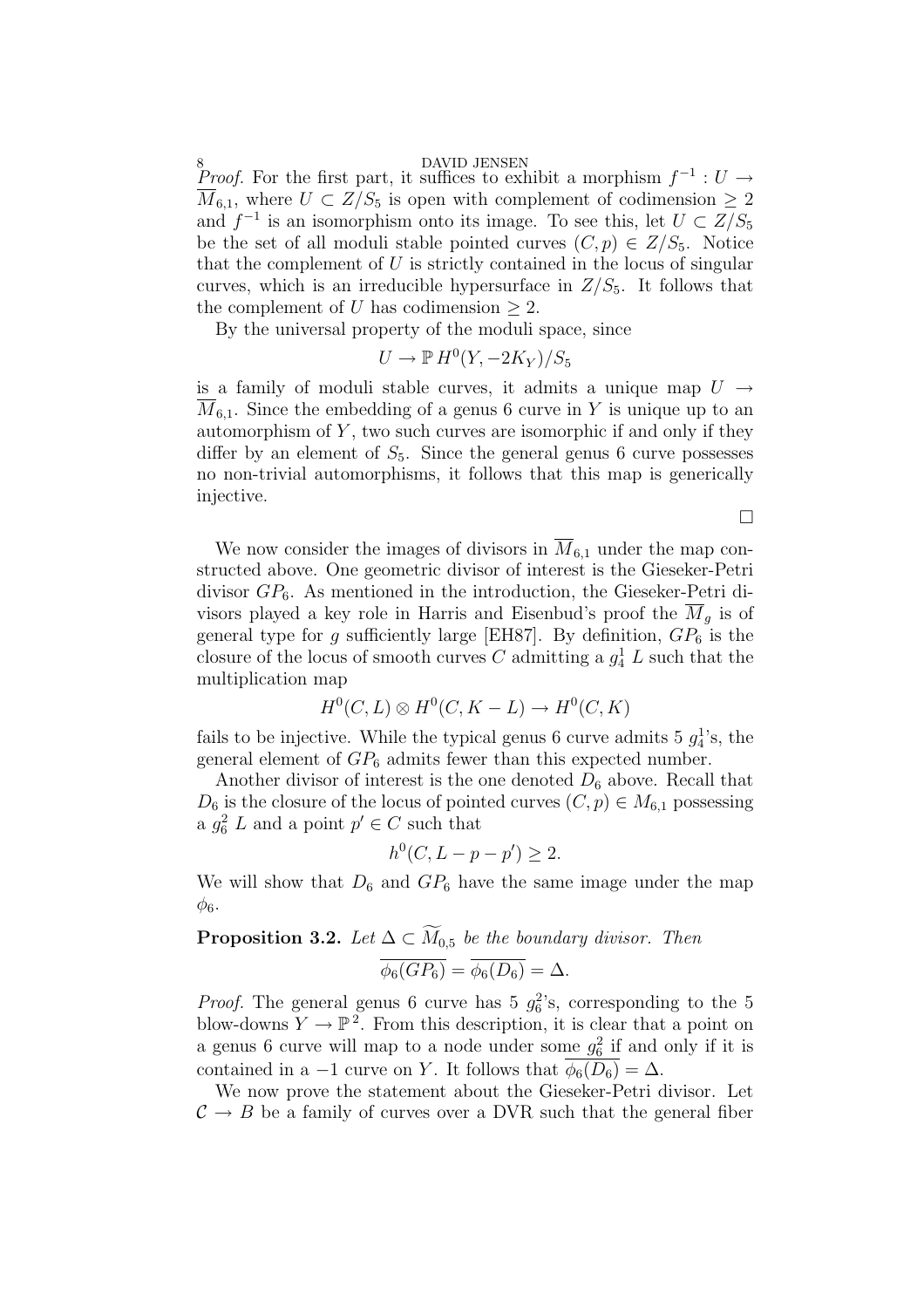*Proof.* For the first part, it suffices to exhibit a morphism $f^{-1} : U \to \overline{M}_{6,1}$, where $U \subset Z/S_5$ is open with complement of codimension $\geq 2$ and $f^{-1}$ is an isomorphism onto its image. To see this, let $U \subset Z/S_5$ be the set of all moduli stable pointed curves $(C, p) \in Z/S_5$. Notice that the complement of $U$ is strictly contained in the locus of singular curves, which is an irreducible hypersurface in $Z/S_5$. It follows that the complement of $U$ has codimension $\geq 2$.

By the universal property of the moduli space, since

$$U \to \mathbb{P}\, H^0(Y, -2K_Y)/S_5$$

is a family of moduli stable curves, it admits a unique map $U \to \overline{M}_{6,1}$. Since the embedding of a genus 6 curve in $Y$ is unique up to an automorphism of $Y$, two such curves are isomorphic if and only if they differ by an element of $S_5$. Since the general genus 6 curve possesses no non-trivial automorphisms, it follows that this map is generically injective.

□

We now consider the images of divisors in $\overline{M}_{6,1}$ under the map constructed above. One geometric divisor of interest is the Gieseker-Petri divisor $GP_6$. As mentioned in the introduction, the Gieseker-Petri divisors played a key role in Harris and Eisenbud's proof the $\overline{M}_g$ is of general type for $g$ sufficiently large [EH87]. By definition, $GP_6$ is the closure of the locus of smooth curves $C$ admitting a $g^1_4$ $L$ such that the multiplication map

$$H^0(C, L) \otimes H^0(C, K - L) \to H^0(C, K)$$

fails to be injective. While the typical genus 6 curve admits 5 $g^1_4$'s, the general element of $GP_6$ admits fewer than this expected number.

Another divisor of interest is the one denoted $D_6$ above. Recall that $D_6$ is the closure of the locus of pointed curves $(C, p) \in M_{6,1}$ possessing a $g^2_6$ $L$ and a point $p' \in C$ such that

$$h^0(C, L - p - p') \geq 2.$$

We will show that $D_6$ and $GP_6$ have the same image under the map $\phi_6$.

**Proposition 3.2.** *Let $\Delta \subset \widetilde{M}_{0,5}$ be the boundary divisor. Then*

$$\overline{\phi_6(GP_6)} = \overline{\phi_6(D_6)} = \Delta.$$

*Proof.* The general genus 6 curve has 5 $g^2_6$'s, corresponding to the 5 blow-downs $Y \to \mathbb{P}^2$. From this description, it is clear that a point on a genus 6 curve will map to a node under some $g^2_6$ if and only if it is contained in a $-1$ curve on $Y$. It follows that $\overline{\phi_6(D_6)} = \Delta$.

We now prove the statement about the Gieseker-Petri divisor. Let $\mathcal{C} \to B$ be a family of curves over a DVR such that the general fiber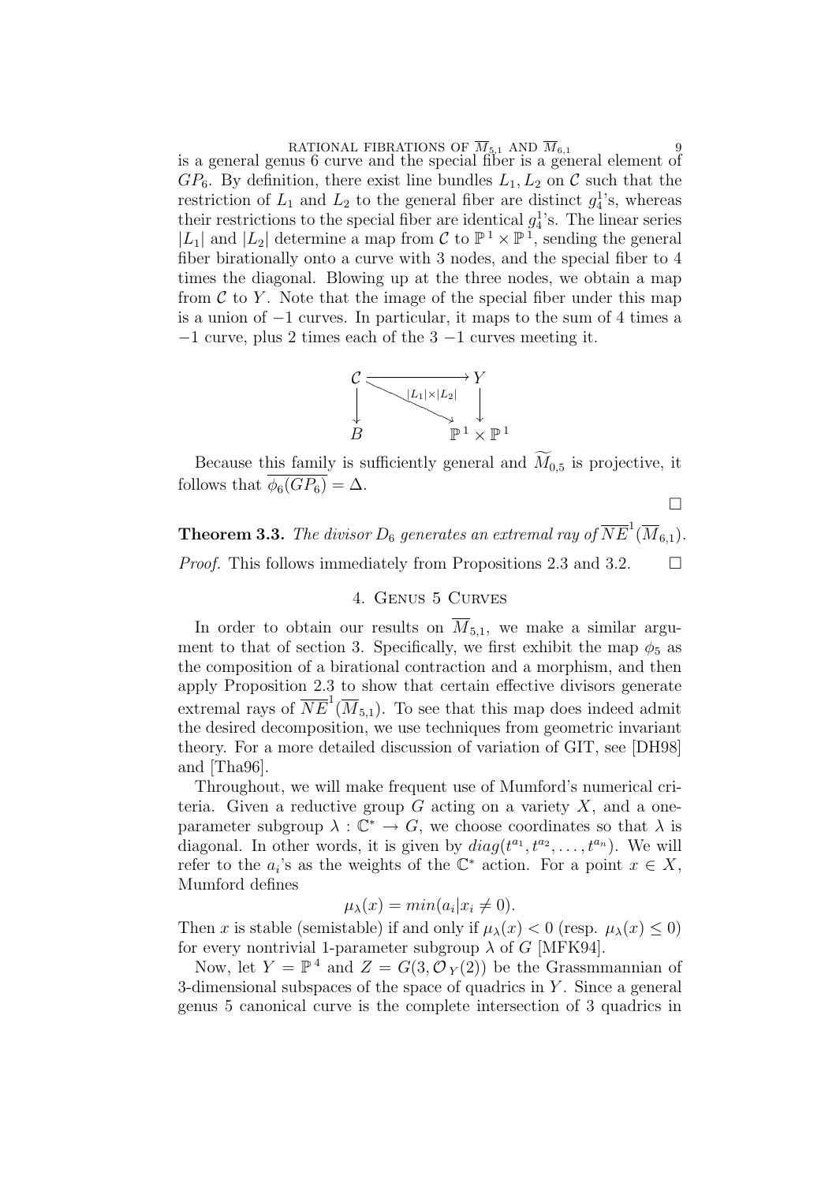is a general genus 6 curve and the special fiber is a general element of $GP_6$. By definition, there exist line bundles $L_1, L_2$ on $\mathcal{C}$ such that the restriction of $L_1$ and $L_2$ to the general fiber are distinct $g^1_4$'s, whereas their restrictions to the special fiber are identical $g^1_4$'s. The linear series $|L_1|$ and $|L_2|$ determine a map from $\mathcal{C}$ to $\mathbb{P}^1 \times \mathbb{P}^1$, sending the general fiber birationally onto a curve with 3 nodes, and the special fiber to 4 times the diagonal. Blowing up at the three nodes, we obtain a map from $\mathcal{C}$ to $Y$. Note that the image of the special fiber under this map is a union of $-1$ curves. In particular, it maps to the sum of 4 times a $-1$ curve, plus 2 times each of the 3 $-1$ curves meeting it.

$$
\begin{array}{ccc}
\mathcal{C} & \longrightarrow & Y \\
\downarrow & \searrow^{|L_1|\times|L_2|} & \downarrow \\
B & & \mathbb{P}^1 \times \mathbb{P}^1
\end{array}
$$

Because this family is sufficiently general and $\widetilde{M}_{0,5}$ is projective, it follows that $\overline{\phi_6(GP_6)} = \Delta$.

$\square$

**Theorem 3.3.** *The divisor $D_6$ generates an extremal ray of $\overline{NE}^1(\overline{M}_{6,1})$.*

*Proof.* This follows immediately from Propositions 2.3 and 3.2. $\square$

## 4. Genus 5 Curves

In order to obtain our results on $\overline{M}_{5,1}$, we make a similar argument to that of section 3. Specifically, we first exhibit the map $\phi_5$ as the composition of a birational contraction and a morphism, and then apply Proposition 2.3 to show that certain effective divisors generate extremal rays of $\overline{NE}^1(\overline{M}_{5,1})$. To see that this map does indeed admit the desired decomposition, we use techniques from geometric invariant theory. For a more detailed discussion of variation of GIT, see [DH98] and [Tha96].

Throughout, we will make frequent use of Mumford's numerical criteria. Given a reductive group $G$ acting on a variety $X$, and a one-parameter subgroup $\lambda : \mathbb{C}^* \to G$, we choose coordinates so that $\lambda$ is diagonal. In other words, it is given by $diag(t^{a_1}, t^{a_2}, \dots, t^{a_n})$. We will refer to the $a_i$'s as the weights of the $\mathbb{C}^*$ action. For a point $x \in X$, Mumford defines

$$\mu_\lambda(x) = min(a_i | x_i \neq 0).$$

Then $x$ is stable (semistable) if and only if $\mu_\lambda(x) < 0$ (resp. $\mu_\lambda(x) \leq 0$) for every nontrivial 1-parameter subgroup $\lambda$ of $G$ [MFK94].

Now, let $Y = \mathbb{P}^4$ and $Z = G(3, \mathcal{O}_Y(2))$ be the Grassmmannian of 3-dimensional subspaces of the space of quadrics in $Y$. Since a general genus 5 canonical curve is the complete intersection of 3 quadrics in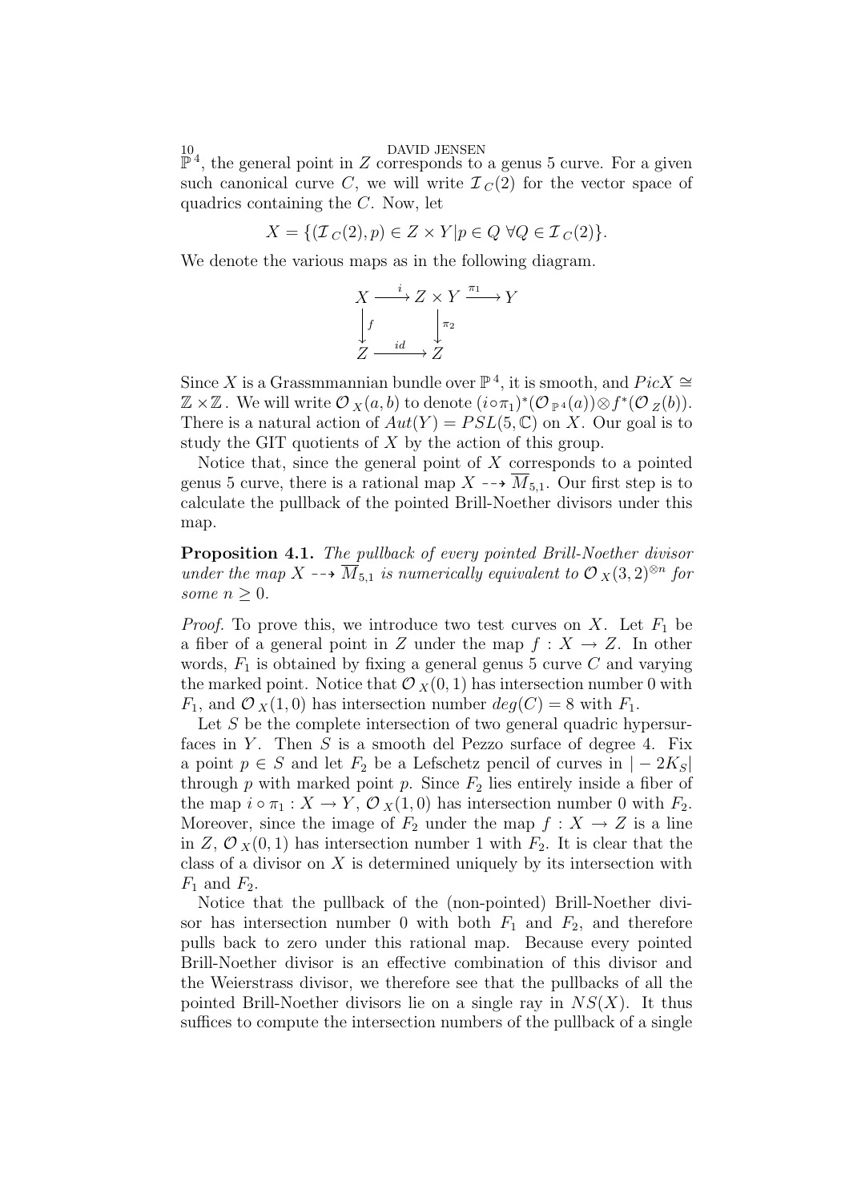$\mathbb{P}^4$, the general point in $Z$ corresponds to a genus 5 curve. For a given such canonical curve $C$, we will write $\mathcal{I}_C(2)$ for the vector space of quadrics containing the $C$. Now, let

$$X = \{(\mathcal{I}_C(2), p) \in Z \times Y | p \in Q \ \forall Q \in \mathcal{I}_C(2)\}.$$

We denote the various maps as in the following diagram.

$$\begin{array}{ccccc} X & \xrightarrow{i} & Z \times Y & \xrightarrow{\pi_1} & Y \\ \downarrow f & & \downarrow \pi_2 & & \\ Z & \xrightarrow{id} & Z & & \end{array}$$

Since $X$ is a Grassmmannian bundle over $\mathbb{P}^4$, it is smooth, and $PicX \cong \mathbb{Z} \times \mathbb{Z}$. We will write $\mathcal{O}_X(a,b)$ to denote $(i \circ \pi_1)^*(\mathcal{O}_{\mathbb{P}^4}(a)) \otimes f^*(\mathcal{O}_Z(b))$. There is a natural action of $Aut(Y) = PSL(5, \mathbb{C})$ on $X$. Our goal is to study the GIT quotients of $X$ by the action of this group.

Notice that, since the general point of $X$ corresponds to a pointed genus 5 curve, there is a rational map $X \dashrightarrow \overline{M}_{5,1}$. Our first step is to calculate the pullback of the pointed Brill-Noether divisors under this map.

**Proposition 4.1.** *The pullback of every pointed Brill-Noether divisor under the map $X \dashrightarrow \overline{M}_{5,1}$ is numerically equivalent to $\mathcal{O}_X(3,2)^{\otimes n}$ for some $n \geq 0$.*

*Proof.* To prove this, we introduce two test curves on $X$. Let $F_1$ be a fiber of a general point in $Z$ under the map $f : X \to Z$. In other words, $F_1$ is obtained by fixing a general genus 5 curve $C$ and varying the marked point. Notice that $\mathcal{O}_X(0,1)$ has intersection number 0 with $F_1$, and $\mathcal{O}_X(1,0)$ has intersection number $deg(C) = 8$ with $F_1$.

Let $S$ be the complete intersection of two general quadric hypersurfaces in $Y$. Then $S$ is a smooth del Pezzo surface of degree 4. Fix a point $p \in S$ and let $F_2$ be a Lefschetz pencil of curves in $|-2K_S|$ through $p$ with marked point $p$. Since $F_2$ lies entirely inside a fiber of the map $i \circ \pi_1 : X \to Y$, $\mathcal{O}_X(1,0)$ has intersection number 0 with $F_2$. Moreover, since the image of $F_2$ under the map $f : X \to Z$ is a line in $Z$, $\mathcal{O}_X(0,1)$ has intersection number 1 with $F_2$. It is clear that the class of a divisor on $X$ is determined uniquely by its intersection with $F_1$ and $F_2$.

Notice that the pullback of the (non-pointed) Brill-Noether divisor has intersection number 0 with both $F_1$ and $F_2$, and therefore pulls back to zero under this rational map. Because every pointed Brill-Noether divisor is an effective combination of this divisor and the Weierstrass divisor, we therefore see that the pullbacks of all the pointed Brill-Noether divisors lie on a single ray in $NS(X)$. It thus suffices to compute the intersection numbers of the pullback of a single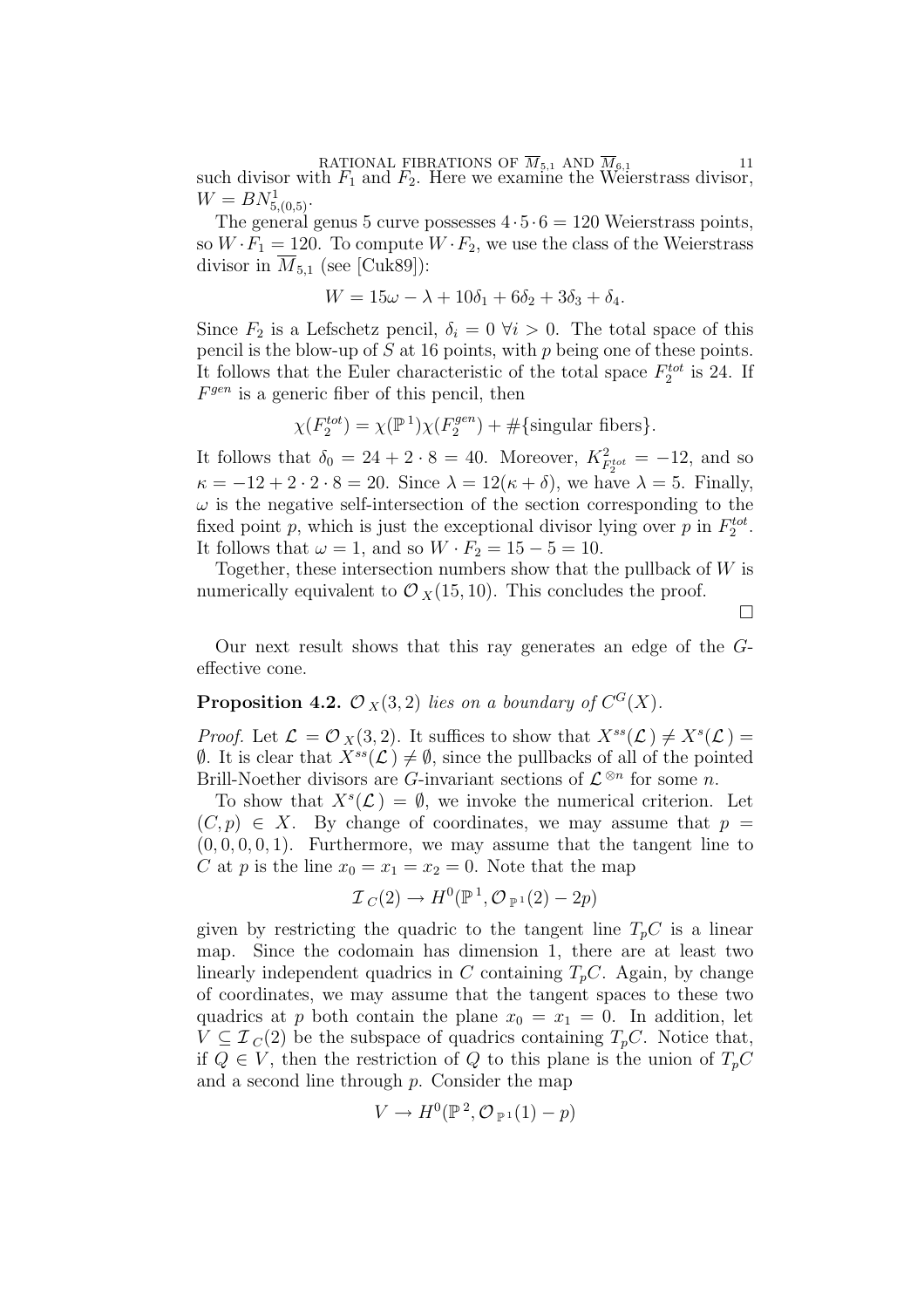such divisor with $F_1$ and $F_2$. Here we examine the Weierstrass divisor, $W = BN^1_{5,(0,5)}$.

The general genus 5 curve possesses $4 \cdot 5 \cdot 6 = 120$ Weierstrass points, so $W \cdot F_1 = 120$. To compute $W \cdot F_2$, we use the class of the Weierstrass divisor in $\overline{M}_{5,1}$ (see [Cuk89]):

$$W = 15\omega - \lambda + 10\delta_1 + 6\delta_2 + 3\delta_3 + \delta_4.$$

Since $F_2$ is a Lefschetz pencil, $\delta_i = 0 \ \forall i > 0$. The total space of this pencil is the blow-up of $S$ at 16 points, with $p$ being one of these points. It follows that the Euler characteristic of the total space $F_2^{tot}$ is 24. If $F^{gen}$ is a generic fiber of this pencil, then

$$\chi(F_2^{tot}) = \chi(\mathbb{P}^1)\chi(F_2^{gen}) + \#\{\text{singular fibers}\}.$$

It follows that $\delta_0 = 24 + 2 \cdot 8 = 40$. Moreover, $K^2_{F_2^{tot}} = -12$, and so $\kappa = -12 + 2 \cdot 2 \cdot 8 = 20$. Since $\lambda = 12(\kappa + \delta)$, we have $\lambda = 5$. Finally, $\omega$ is the negative self-intersection of the section corresponding to the fixed point $p$, which is just the exceptional divisor lying over $p$ in $F_2^{tot}$. It follows that $\omega = 1$, and so $W \cdot F_2 = 15 - 5 = 10$.

Together, these intersection numbers show that the pullback of $W$ is numerically equivalent to $\mathcal{O}_X(15, 10)$. This concludes the proof.

□

Our next result shows that this ray generates an edge of the $G$-effective cone.

**Proposition 4.2.** *$\mathcal{O}_X(3, 2)$ lies on a boundary of $C^G(X)$.*

*Proof.* Let $\mathcal{L} = \mathcal{O}_X(3, 2)$. It suffices to show that $X^{ss}(\mathcal{L}) \neq X^s(\mathcal{L}) = \emptyset$. It is clear that $X^{ss}(\mathcal{L}) \neq \emptyset$, since the pullbacks of all of the pointed Brill-Noether divisors are $G$-invariant sections of $\mathcal{L}^{\otimes n}$ for some $n$.

To show that $X^s(\mathcal{L}) = \emptyset$, we invoke the numerical criterion. Let $(C, p) \in X$. By change of coordinates, we may assume that $p = (0, 0, 0, 0, 1)$. Furthermore, we may assume that the tangent line to $C$ at $p$ is the line $x_0 = x_1 = x_2 = 0$. Note that the map

$$\mathcal{I}_C(2) \to H^0(\mathbb{P}^1, \mathcal{O}_{\mathbb{P}^1}(2) - 2p)$$

given by restricting the quadric to the tangent line $T_pC$ is a linear map. Since the codomain has dimension 1, there are at least two linearly independent quadrics in $C$ containing $T_pC$. Again, by change of coordinates, we may assume that the tangent spaces to these two quadrics at $p$ both contain the plane $x_0 = x_1 = 0$. In addition, let $V \subseteq \mathcal{I}_C(2)$ be the subspace of quadrics containing $T_pC$. Notice that, if $Q \in V$, then the restriction of $Q$ to this plane is the union of $T_pC$ and a second line through $p$. Consider the map

$$V \to H^0(\mathbb{P}^2, \mathcal{O}_{\mathbb{P}^1}(1) - p)$$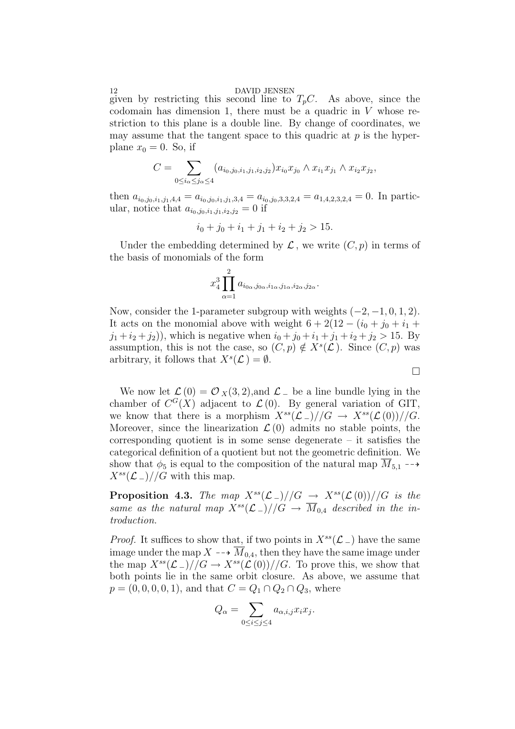given by restricting this second line to $T_pC$. As above, since the codomain has dimension 1, there must be a quadric in $V$ whose restriction to this plane is a double line. By change of coordinates, we may assume that the tangent space to this quadric at $p$ is the hyperplane $x_0 = 0$. So, if

$$C = \sum_{0 \leq i_\alpha \leq j_\alpha \leq 4} (a_{i_0,j_0,i_1,j_1,i_2,j_2}) x_{i_0}x_{j_0} \wedge x_{i_1}x_{j_1} \wedge x_{i_2}x_{j_2},$$

then $a_{i_0,j_0,i_1,j_1,4,4} = a_{i_0,j_0,i_1,j_1,3,4} = a_{i_0,j_0,3,3,2,4} = a_{1,4,2,3,2,4} = 0$. In particular, notice that $a_{i_0,j_0,i_1,j_1,i_2,j_2} = 0$ if

$$i_0 + j_0 + i_1 + j_1 + i_2 + j_2 > 15.$$

Under the embedding determined by $\mathcal{L}$, we write $(C, p)$ in terms of the basis of monomials of the form

$$x_4^3 \prod_{\alpha=1}^{2} a_{i_{0\alpha},j_{0\alpha},i_{1\alpha},j_{1\alpha},i_{2\alpha},j_{2\alpha}}.$$

Now, consider the 1-parameter subgroup with weights $(-2, -1, 0, 1, 2)$. It acts on the monomial above with weight $6 + 2(12 - (i_0 + j_0 + i_1 + j_1 + i_2 + j_2))$, which is negative when $i_0 + j_0 + i_1 + j_1 + i_2 + j_2 > 15$. By assumption, this is not the case, so $(C, p) \notin X^s(\mathcal{L})$. Since $(C, p)$ was arbitrary, it follows that $X^s(\mathcal{L}) = \emptyset$.

$\square$

We now let $\mathcal{L}(0) = \mathcal{O}_X(3, 2)$,and $\mathcal{L}_-$ be a line bundle lying in the chamber of $C^G(X)$ adjacent to $\mathcal{L}(0)$. By general variation of GIT, we know that there is a morphism $X^{ss}(\mathcal{L}_-)//G \to X^{ss}(\mathcal{L}(0))//G$. Moreover, since the linearization $\mathcal{L}(0)$ admits no stable points, the corresponding quotient is in some sense degenerate – it satisfies the categorical definition of a quotient but not the geometric definition. We show that $\phi_5$ is equal to the composition of the natural map $\overline{M}_{5,1} \dashrightarrow X^{ss}(\mathcal{L}_-)//G$ with this map.

**Proposition 4.3.** *The map $X^{ss}(\mathcal{L}_-)//G \to X^{ss}(\mathcal{L}(0))//G$ is the same as the natural map $X^{ss}(\mathcal{L}_-)//G \to \overline{M}_{0,4}$ described in the introduction.*

*Proof.* It suffices to show that, if two points in $X^{ss}(\mathcal{L}_-)$ have the same image under the map $X \dashrightarrow \overline{M}_{0,4}$, then they have the same image under the map $X^{ss}(\mathcal{L}_-)//G \to X^{ss}(\mathcal{L}(0))//G$. To prove this, we show that both points lie in the same orbit closure. As above, we assume that $p = (0, 0, 0, 0, 1)$, and that $C = Q_1 \cap Q_2 \cap Q_3$, where

$$Q_\alpha = \sum_{0 \leq i \leq j \leq 4} a_{\alpha,i,j} x_i x_j.$$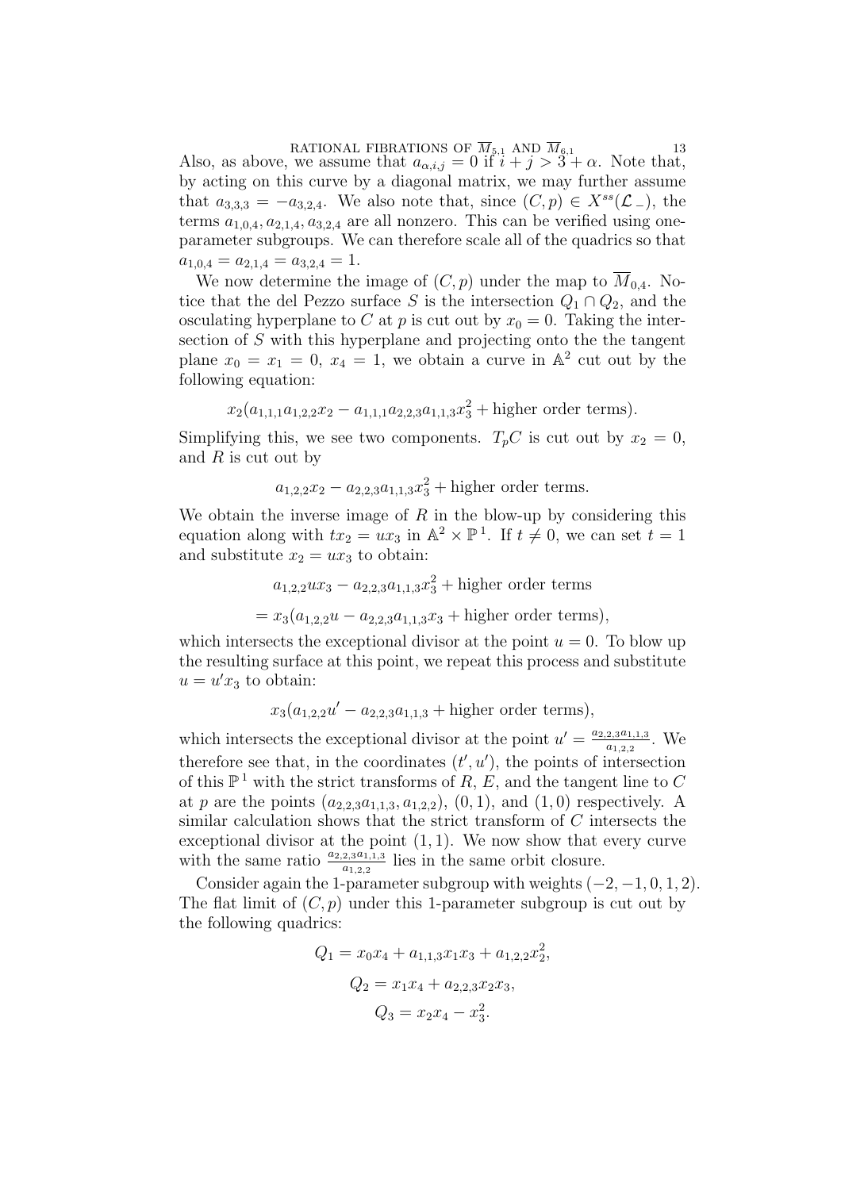Also, as above, we assume that $a_{\alpha,i,j} = 0$ if $i + j > 3 + \alpha$. Note that, by acting on this curve by a diagonal matrix, we may further assume that $a_{3,3,3} = -a_{3,2,4}$. We also note that, since $(C, p) \in X^{ss}(\mathcal{L}_-)$, the terms $a_{1,0,4}, a_{2,1,4}, a_{3,2,4}$ are all nonzero. This can be verified using one-parameter subgroups. We can therefore scale all of the quadrics so that $a_{1,0,4} = a_{2,1,4} = a_{3,2,4} = 1$.

We now determine the image of $(C, p)$ under the map to $\overline{M}_{0,4}$. Notice that the del Pezzo surface $S$ is the intersection $Q_1 \cap Q_2$, and the osculating hyperplane to $C$ at $p$ is cut out by $x_0 = 0$. Taking the intersection of $S$ with this hyperplane and projecting onto the the tangent plane $x_0 = x_1 = 0$, $x_4 = 1$, we obtain a curve in $\mathbb{A}^2$ cut out by the following equation:

$$x_2(a_{1,1,1}a_{1,2,2}x_2 - a_{1,1,1}a_{2,2,3}a_{1,1,3}x_3^2 + \text{higher order terms}).$$

Simplifying this, we see two components. $T_pC$ is cut out by $x_2 = 0$, and $R$ is cut out by

$$a_{1,2,2}x_2 - a_{2,2,3}a_{1,1,3}x_3^2 + \text{higher order terms}.$$

We obtain the inverse image of $R$ in the blow-up by considering this equation along with $tx_2 = ux_3$ in $\mathbb{A}^2 \times \mathbb{P}^1$. If $t \neq 0$, we can set $t = 1$ and substitute $x_2 = ux_3$ to obtain:

$$a_{1,2,2}ux_3 - a_{2,2,3}a_{1,1,3}x_3^2 + \text{higher order terms}$$

$$= x_3(a_{1,2,2}u - a_{2,2,3}a_{1,1,3}x_3 + \text{higher order terms}),$$

which intersects the exceptional divisor at the point $u = 0$. To blow up the resulting surface at this point, we repeat this process and substitute $u = u'x_3$ to obtain:

$$x_3(a_{1,2,2}u' - a_{2,2,3}a_{1,1,3} + \text{higher order terms}),$$

which intersects the exceptional divisor at the point $u' = \frac{a_{2,2,3}a_{1,1,3}}{a_{1,2,2}}$. We therefore see that, in the coordinates $(t', u')$, the points of intersection of this $\mathbb{P}^1$ with the strict transforms of $R$, $E$, and the tangent line to $C$ at $p$ are the points $(a_{2,2,3}a_{1,1,3}, a_{1,2,2})$, $(0, 1)$, and $(1, 0)$ respectively. A similar calculation shows that the strict transform of $C$ intersects the exceptional divisor at the point $(1, 1)$. We now show that every curve with the same ratio $\frac{a_{2,2,3}a_{1,1,3}}{a_{1,2,2}}$ lies in the same orbit closure.

Consider again the 1-parameter subgroup with weights $(-2, -1, 0, 1, 2)$. The flat limit of $(C, p)$ under this 1-parameter subgroup is cut out by the following quadrics:

$$Q_1 = x_0x_4 + a_{1,1,3}x_1x_3 + a_{1,2,2}x_2^2,$$

$$Q_2 = x_1x_4 + a_{2,2,3}x_2x_3,$$

$$Q_3 = x_2x_4 - x_3^2.$$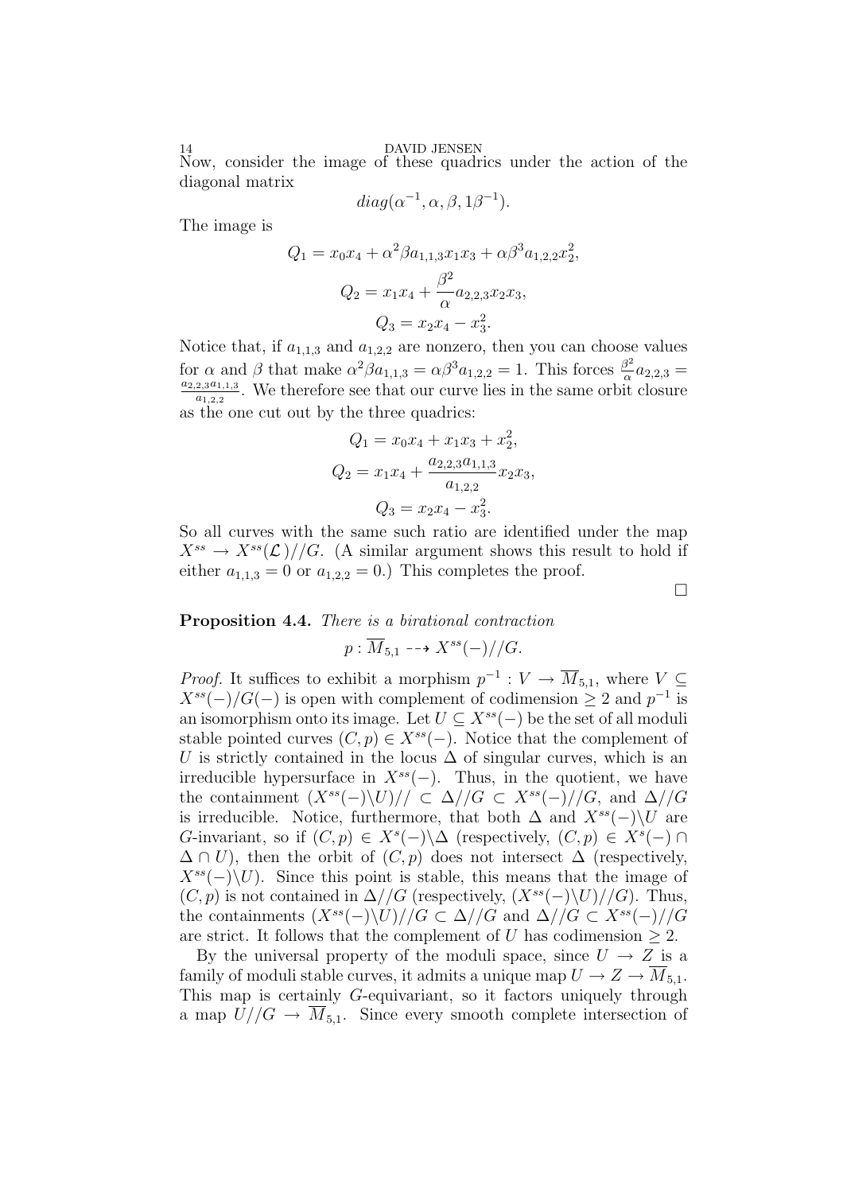Now, consider the image of these quadrics under the action of the diagonal matrix

$$diag(\alpha^{-1}, \alpha, \beta, 1\beta^{-1}).$$

The image is

$$Q_1 = x_0x_4 + \alpha^2\beta a_{1,1,3}x_1x_3 + \alpha\beta^3 a_{1,2,2}x_2^2,$$

$$Q_2 = x_1x_4 + \frac{\beta^2}{\alpha}a_{2,2,3}x_2x_3,$$

$$Q_3 = x_2x_4 - x_3^2.$$

Notice that, if $a_{1,1,3}$ and $a_{1,2,2}$ are nonzero, then you can choose values for $\alpha$ and $\beta$ that make $\alpha^2\beta a_{1,1,3} = \alpha\beta^3 a_{1,2,2} = 1$. This forces $\frac{\beta^2}{\alpha}a_{2,2,3} = \frac{a_{2,2,3}a_{1,1,3}}{a_{1,2,2}}$. We therefore see that our curve lies in the same orbit closure as the one cut out by the three quadrics:

$$Q_1 = x_0x_4 + x_1x_3 + x_2^2,$$

$$Q_2 = x_1x_4 + \frac{a_{2,2,3}a_{1,1,3}}{a_{1,2,2}}x_2x_3,$$

$$Q_3 = x_2x_4 - x_3^2.$$

So all curves with the same such ratio are identified under the map $X^{ss} \to X^{ss}(\mathcal{L})//G$. (A similar argument shows this result to hold if either $a_{1,1,3} = 0$ or $a_{1,2,2} = 0$.) This completes the proof. □

**Proposition 4.4.** *There is a birational contraction*

$$p : \overline{M}_{5,1} \dashrightarrow X^{ss}(-)//G.$$

*Proof.* It suffices to exhibit a morphism $p^{-1} : V \to \overline{M}_{5,1}$, where $V \subseteq X^{ss}(-)/G(-)$ is open with complement of codimension $\geq 2$ and $p^{-1}$ is an isomorphism onto its image. Let $U \subseteq X^{ss}(-)$ be the set of all moduli stable pointed curves $(C, p) \in X^{ss}(-)$. Notice that the complement of $U$ is strictly contained in the locus $\Delta$ of singular curves, which is an irreducible hypersurface in $X^{ss}(-)$. Thus, in the quotient, we have the containment $(X^{ss}(-)\backslash U)// \subset \Delta//G \subset X^{ss}(-)//G$, and $\Delta//G$ is irreducible. Notice, furthermore, that both $\Delta$ and $X^{ss}(-)\backslash U$ are $G$-invariant, so if $(C, p) \in X^s(-)\backslash\Delta$ (respectively, $(C, p) \in X^s(-) \cap \Delta \cap U$), then the orbit of $(C, p)$ does not intersect $\Delta$ (respectively, $X^{ss}(-)\backslash U$). Since this point is stable, this means that the image of $(C, p)$ is not contained in $\Delta//G$ (respectively, $(X^{ss}(-)\backslash U)//G$). Thus, the containments $(X^{ss}(-)\backslash U)//G \subset \Delta//G$ and $\Delta//G \subset X^{ss}(-)//G$ are strict. It follows that the complement of $U$ has codimension $\geq 2$.

By the universal property of the moduli space, since $U \to Z$ is a family of moduli stable curves, it admits a unique map $U \to Z \to \overline{M}_{5,1}$. This map is certainly $G$-equivariant, so it factors uniquely through a map $U//G \to \overline{M}_{5,1}$. Since every smooth complete intersection of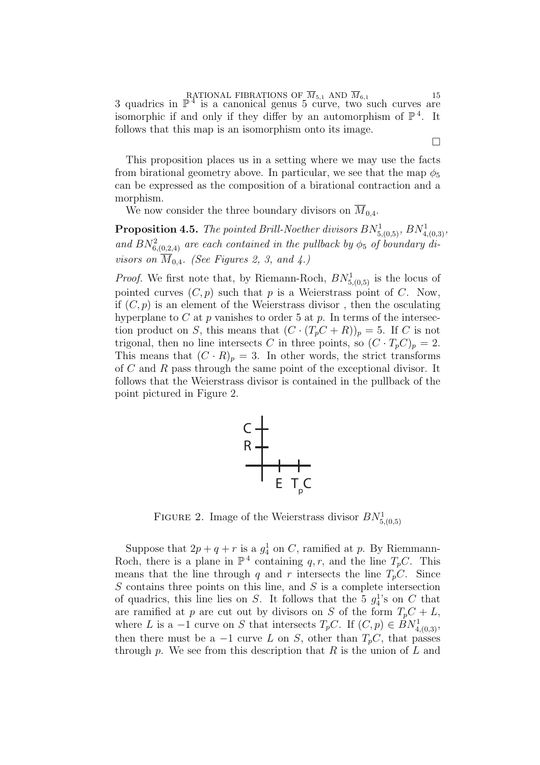3 quadrics in $\mathbb{P}^4$ is a canonical genus 5 curve, two such curves are isomorphic if and only if they differ by an automorphism of $\mathbb{P}^4$. It follows that this map is an isomorphism onto its image.

□

This proposition places us in a setting where we may use the facts from birational geometry above. In particular, we see that the map $\phi_5$ can be expressed as the composition of a birational contraction and a morphism.

We now consider the three boundary divisors on $\overline{M}_{0,4}$.

**Proposition 4.5.** *The pointed Brill-Noether divisors $BN^1_{5,(0,5)}$, $BN^1_{4,(0,3)}$, and $BN^2_{6,(0,2,4)}$ are each contained in the pullback by $\phi_5$ of boundary divisors on $\overline{M}_{0,4}$. (See Figures 2, 3, and 4.)*

*Proof.* We first note that, by Riemann-Roch, $BN^1_{5,(0,5)}$ is the locus of pointed curves $(C,p)$ such that $p$ is a Weierstrass point of $C$. Now, if $(C,p)$ is an element of the Weierstrass divisor , then the osculating hyperplane to $C$ at $p$ vanishes to order 5 at $p$. In terms of the intersection product on $S$, this means that $(C \cdot (T_pC + R))_p = 5$. If $C$ is not trigonal, then no line intersects $C$ in three points, so $(C \cdot T_pC)_p = 2$. This means that $(C \cdot R)_p = 3$. In other words, the strict transforms of $C$ and $R$ pass through the same point of the exceptional divisor. It follows that the Weierstrass divisor is contained in the pullback of the point pictured in Figure 2.

FIGURE 2. Image of the Weierstrass divisor $BN^1_{5,(0,5)}$

Suppose that $2p + q + r$ is a $g^1_4$ on $C$, ramified at $p$. By Riemmann-Roch, there is a plane in $\mathbb{P}^4$ containing $q, r$, and the line $T_pC$. This means that the line through $q$ and $r$ intersects the line $T_pC$. Since $S$ contains three points on this line, and $S$ is a complete intersection of quadrics, this line lies on $S$. It follows that the 5 $g^1_4$'s on $C$ that are ramified at $p$ are cut out by divisors on $S$ of the form $T_pC + L$, where $L$ is a $-1$ curve on $S$ that intersects $T_pC$. If $(C,p) \in BN^1_{4,(0,3)}$, then there must be a $-1$ curve $L$ on $S$, other than $T_pC$, that passes through $p$. We see from this description that $R$ is the union of $L$ and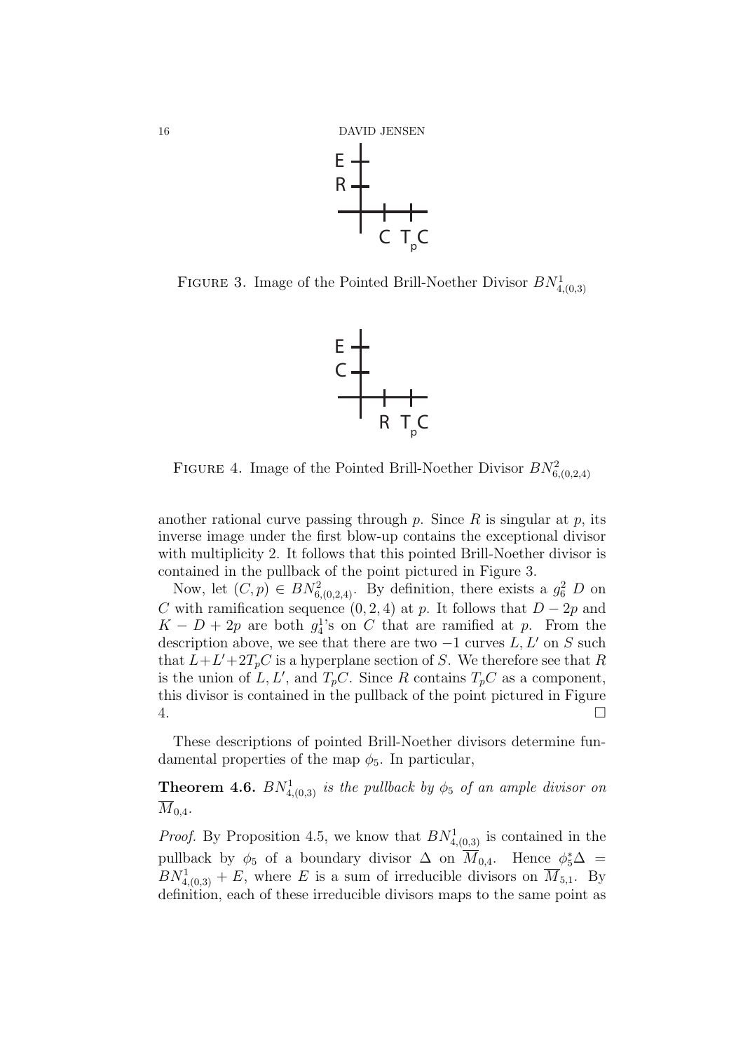FIGURE 3. Image of the Pointed Brill-Noether Divisor $BN^1_{4,(0,3)}$

FIGURE 4. Image of the Pointed Brill-Noether Divisor $BN^2_{6,(0,2,4)}$

another rational curve passing through $p$. Since $R$ is singular at $p$, its inverse image under the first blow-up contains the exceptional divisor with multiplicity 2. It follows that this pointed Brill-Noether divisor is contained in the pullback of the point pictured in Figure 3.

Now, let $(C,p) \in BN^2_{6,(0,2,4)}$. By definition, there exists a $g^2_6$ $D$ on $C$ with ramification sequence $(0,2,4)$ at $p$. It follows that $D-2p$ and $K-D+2p$ are both $g^1_4$'s on $C$ that are ramified at $p$. From the description above, we see that there are two $-1$ curves $L, L'$ on $S$ such that $L+L'+2T_pC$ is a hyperplane section of $S$. We therefore see that $R$ is the union of $L, L'$, and $T_pC$. Since $R$ contains $T_pC$ as a component, this divisor is contained in the pullback of the point pictured in Figure 4. □

These descriptions of pointed Brill-Noether divisors determine fundamental properties of the map $\phi_5$. In particular,

**Theorem 4.6.** *$BN^1_{4,(0,3)}$ is the pullback by $\phi_5$ of an ample divisor on $\overline{M}_{0,4}$.*

*Proof.* By Proposition 4.5, we know that $BN^1_{4,(0,3)}$ is contained in the pullback by $\phi_5$ of a boundary divisor $\Delta$ on $\overline{M}_{0,4}$. Hence $\phi_5^*\Delta = BN^1_{4,(0,3)} + E$, where $E$ is a sum of irreducible divisors on $\overline{M}_{5,1}$. By definition, each of these irreducible divisors maps to the same point as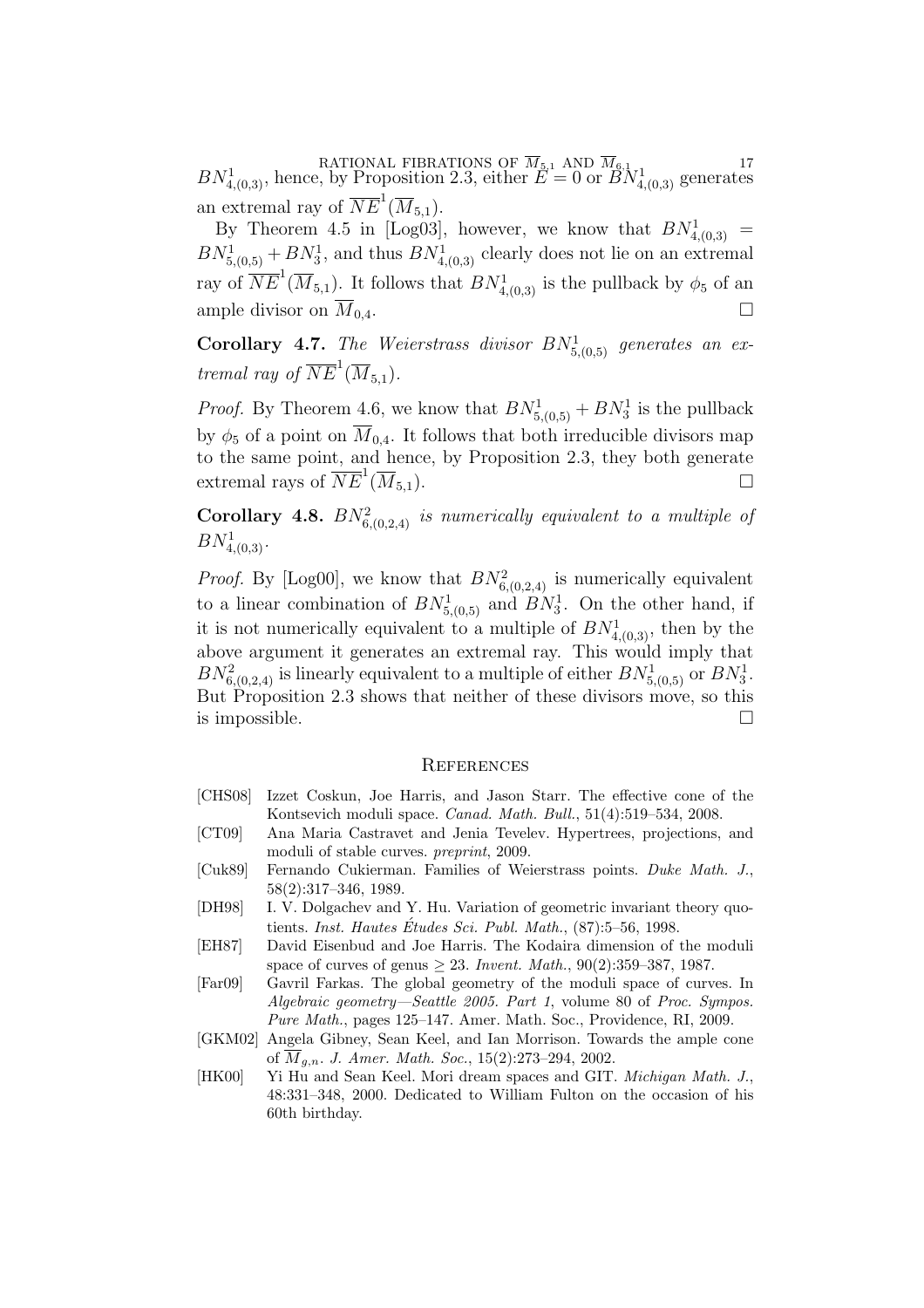$BN^1_{4,(0,3)}$, hence, by Proposition 2.3, either $E = 0$ or $BN^1_{4,(0,3)}$ generates an extremal ray of $\overline{NE}^1(\overline{M}_{5,1})$.

By Theorem 4.5 in [Log03], however, we know that $BN^1_{4,(0,3)} = BN^1_{5,(0,5)} + BN^1_3$, and thus $BN^1_{4,(0,3)}$ clearly does not lie on an extremal ray of $\overline{NE}^1(\overline{M}_{5,1})$. It follows that $BN^1_{4,(0,3)}$ is the pullback by $\phi_5$ of an ample divisor on $\overline{M}_{0,4}$. □

**Corollary 4.7.** *The Weierstrass divisor $BN^1_{5,(0,5)}$ generates an extremal ray of $\overline{NE}^1(\overline{M}_{5,1})$.*

*Proof.* By Theorem 4.6, we know that $BN^1_{5,(0,5)} + BN^1_3$ is the pullback by $\phi_5$ of a point on $\overline{M}_{0,4}$. It follows that both irreducible divisors map to the same point, and hence, by Proposition 2.3, they both generate extremal rays of $\overline{NE}^1(\overline{M}_{5,1})$. □

**Corollary 4.8.** *$BN^2_{6,(0,2,4)}$ is numerically equivalent to a multiple of $BN^1_{4,(0,3)}$.*

*Proof.* By [Log00], we know that $BN^2_{6,(0,2,4)}$ is numerically equivalent to a linear combination of $BN^1_{5,(0,5)}$ and $BN^1_3$. On the other hand, if it is not numerically equivalent to a multiple of $BN^1_{4,(0,3)}$, then by the above argument it generates an extremal ray. This would imply that $BN^2_{6,(0,2,4)}$ is linearly equivalent to a multiple of either $BN^1_{5,(0,5)}$ or $BN^1_3$. But Proposition 2.3 shows that neither of these divisors move, so this is impossible. □

## References

- [CHS08] Izzet Coskun, Joe Harris, and Jason Starr. The effective cone of the Kontsevich moduli space. *Canad. Math. Bull.*, 51(4):519–534, 2008.
- [CT09] Ana Maria Castravet and Jenia Tevelev. Hypertrees, projections, and moduli of stable curves. *preprint*, 2009.
- [Cuk89] Fernando Cukierman. Families of Weierstrass points. *Duke Math. J.*, 58(2):317–346, 1989.
- [DH98] I. V. Dolgachev and Y. Hu. Variation of geometric invariant theory quotients. *Inst. Hautes Études Sci. Publ. Math.*, (87):5–56, 1998.
- [EH87] David Eisenbud and Joe Harris. The Kodaira dimension of the moduli space of curves of genus $\geq 23$. *Invent. Math.*, 90(2):359–387, 1987.
- [Far09] Gavril Farkas. The global geometry of the moduli space of curves. In *Algebraic geometry—Seattle 2005. Part 1*, volume 80 of *Proc. Sympos. Pure Math.*, pages 125–147. Amer. Math. Soc., Providence, RI, 2009.
- [GKM02] Angela Gibney, Sean Keel, and Ian Morrison. Towards the ample cone of $\overline{M}_{g,n}$. *J. Amer. Math. Soc.*, 15(2):273–294, 2002.
- [HK00] Yi Hu and Sean Keel. Mori dream spaces and GIT. *Michigan Math. J.*, 48:331–348, 2000. Dedicated to William Fulton on the occasion of his 60th birthday.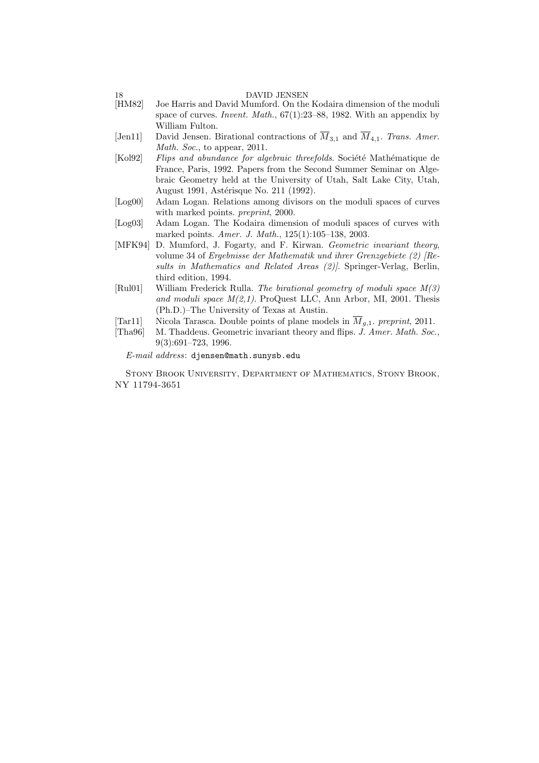[HM82] Joe Harris and David Mumford. On the Kodaira dimension of the moduli space of curves. *Invent. Math.*, 67(1):23–88, 1982. With an appendix by William Fulton.

[Jen11] David Jensen. Birational contractions of $\overline{M}_{3,1}$ and $\overline{M}_{4,1}$. *Trans. Amer. Math. Soc.*, to appear, 2011.

[Kol92] *Flips and abundance for algebraic threefolds*. Société Mathématique de France, Paris, 1992. Papers from the Second Summer Seminar on Algebraic Geometry held at the University of Utah, Salt Lake City, Utah, August 1991, Astérisque No. 211 (1992).

[Log00] Adam Logan. Relations among divisors on the moduli spaces of curves with marked points. *preprint*, 2000.

[Log03] Adam Logan. The Kodaira dimension of moduli spaces of curves with marked points. *Amer. J. Math.*, 125(1):105–138, 2003.

[MFK94] D. Mumford, J. Fogarty, and F. Kirwan. *Geometric invariant theory*, volume 34 of *Ergebnisse der Mathematik und ihrer Grenzgebiete (2) [Results in Mathematics and Related Areas (2)]*. Springer-Verlag, Berlin, third edition, 1994.

[Rul01] William Frederick Rulla. *The birational geometry of moduli space M(3) and moduli space M(2,1)*. ProQuest LLC, Ann Arbor, MI, 2001. Thesis (Ph.D.)–The University of Texas at Austin.

[Tar11] Nicola Tarasca. Double points of plane models in $\overline{M}_{g,1}$. *preprint*, 2011.

[Tha96] M. Thaddeus. Geometric invariant theory and flips. *J. Amer. Math. Soc.*, 9(3):691–723, 1996.

*E-mail address*: djensen@math.sunysb.edu

Stony Brook University, Department of Mathematics, Stony Brook, NY 11794-3651